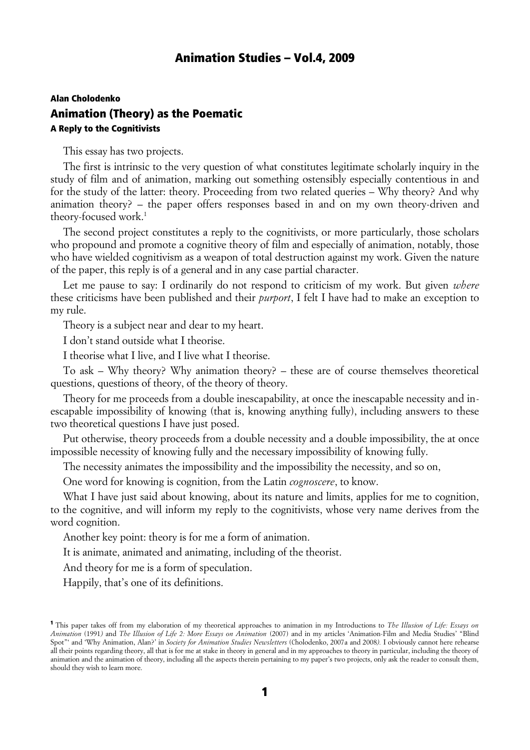**Alan Cholodenko**

# Animation (Theory) as the Poematic

### A Reply to the Cognitivists

This essay has two projects.

The first is intrinsic to the very question of what constitutes legitimate scholarly inquiry in the study of film and of animation, marking out something ostensibly especially contentious in and for the study of the latter: theory. Proceeding from two related queries – Why theory? And why animation theory? – the paper offers responses based in and on my own theory-driven and theory-focused work.[1]

The second project constitutes a reply to the cognitivists, or more particularly, those scholars who propound and promote a cognitive theory of film and especially of animation, notably, those who have wielded cognitivism as a weapon of total destruction against my work. Given the nature of the paper, this reply is of a general and in any case partial character.

Let me pause to say: I ordinarily do not respond to criticism of my work. But given *where* these criticisms have been published and their *purport*, I felt I have had to make an exception to my rule.

Theory is a subject near and dear to my heart.

I don't stand outside what I theorise.

I theorise what I live, and I live what I theorise.

To ask – Why theory? Why animation theory? – these are of course themselves theoretical questions, questions of theory, of the theory of theory.

Theory for me proceeds from a double inescapability, at once the inescapable necessity and inescapable impossibility of knowing (that is, knowing anything fully), including answers to these two theoretical questions I have just posed.

Put otherwise, theory proceeds from a double necessity and a double impossibility, the at once impossible necessity of knowing fully and the necessary impossibility of knowing fully.

The necessity animates the impossibility and the impossibility the necessity, and so on,

One word for knowing is cognition, from the Latin *cognoscere*, to know.

What I have just said about knowing, about its nature and limits, applies for me to cognition, to the cognitive, and will inform my reply to the cognitivists, whose very name derives from the word cognition.

Another key point: theory is for me a form of animation.

It is animate, animated and animating, including of the theorist.

And theory for me is a form of speculation.

Happily, that's one of its definitions.

---

[1] This paper takes off from my elaboration of my theoretical approaches to animation in my Introductions to *The Illusion of Life: Essays on Animation* (1991) and *The Illusion of Life 2: More Essays on Animation* (2007) and in my articles 'Animation-Film and Media Studies' "Blind Spot"' and 'Why Animation, Alan?' in *Society for Animation Studies Newsletters* (Cholodenko, 2007a and 2008). I obviously cannot here rehearse all their points regarding theory, all that is for me at stake in theory in general and in my approaches to theory in particular, including the theory of animation and the animation of theory, including all the aspects therein pertaining to my paper's two projects, only ask the reader to consult them, should they wish to learn more.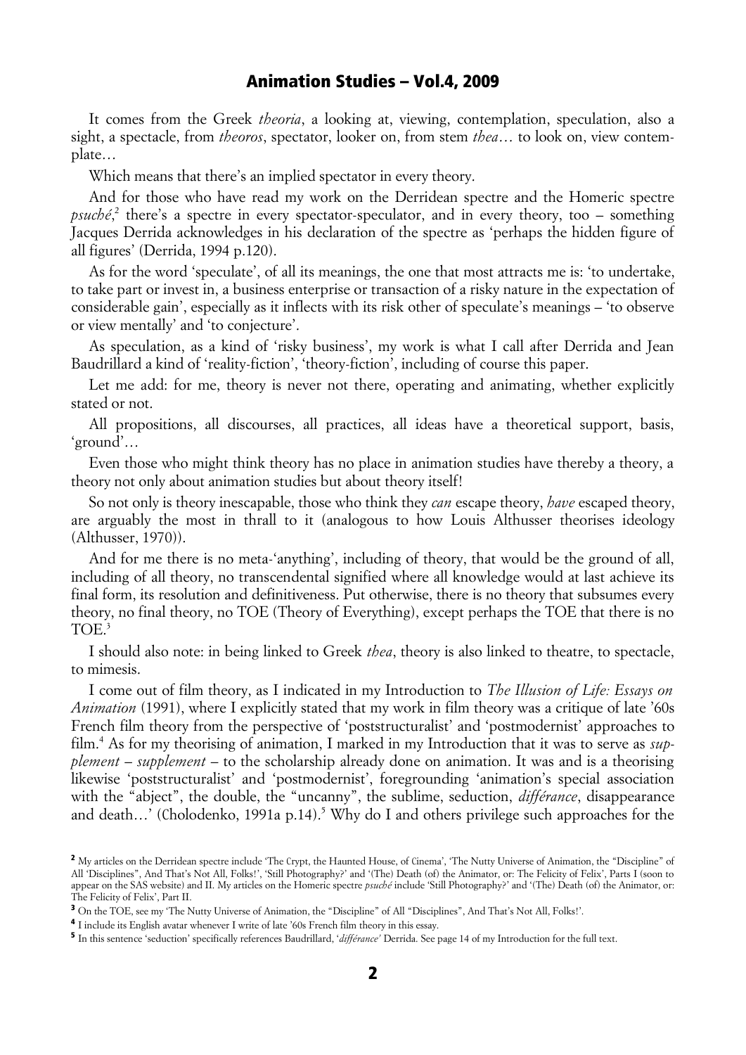It comes from the Greek *theoria*, a looking at, viewing, contemplation, speculation, also a sight, a spectacle, from *theoros*, spectator, looker on, from stem *thea*… to look on, view contemplate…

Which means that there's an implied spectator in every theory.

And for those who have read my work on the Derridean spectre and the Homeric spectre *psuché*,[2] there's a spectre in every spectator-speculator, and in every theory, too – something Jacques Derrida acknowledges in his declaration of the spectre as 'perhaps the hidden figure of all figures' (Derrida, 1994 p.120).

As for the word 'speculate', of all its meanings, the one that most attracts me is: 'to undertake, to take part or invest in, a business enterprise or transaction of a risky nature in the expectation of considerable gain', especially as it inflects with its risk other of speculate's meanings – 'to observe or view mentally' and 'to conjecture'.

As speculation, as a kind of 'risky business', my work is what I call after Derrida and Jean Baudrillard a kind of 'reality-fiction', 'theory-fiction', including of course this paper.

Let me add: for me, theory is never not there, operating and animating, whether explicitly stated or not.

All propositions, all discourses, all practices, all ideas have a theoretical support, basis, 'ground'…

Even those who might think theory has no place in animation studies have thereby a theory, a theory not only about animation studies but about theory itself!

So not only is theory inescapable, those who think they *can* escape theory, *have* escaped theory, are arguably the most in thrall to it (analogous to how Louis Althusser theorises ideology (Althusser, 1970)).

And for me there is no meta-'anything', including of theory, that would be the ground of all, including of all theory, no transcendental signified where all knowledge would at last achieve its final form, its resolution and definitiveness. Put otherwise, there is no theory that subsumes every theory, no final theory, no TOE (Theory of Everything), except perhaps the TOE that there is no TOE.[3]

I should also note: in being linked to Greek *thea*, theory is also linked to theatre, to spectacle, to mimesis.

I come out of film theory, as I indicated in my Introduction to *The Illusion of Life: Essays on Animation* (1991), where I explicitly stated that my work in film theory was a critique of late '60s French film theory from the perspective of 'poststructuralist' and 'postmodernist' approaches to film.[4] As for my theorising of animation, I marked in my Introduction that it was to serve as *supplement* – *supplement* – to the scholarship already done on animation. It was and is a theorising likewise 'poststructuralist' and 'postmodernist', foregrounding 'animation's special association with the "abject", the double, the "uncanny", the sublime, seduction, *différance*, disappearance and death…' (Cholodenko, 1991a p.14).[5] Why do I and others privilege such approaches for the

---

[2] My articles on the Derridean spectre include 'The Crypt, the Haunted House, of Cinema', 'The Nutty Universe of Animation, the "Discipline" of All 'Disciplines", And That's Not All, Folks!', 'Still Photography?' and '(The) Death (of) the Animator, or: The Felicity of Felix', Parts I (soon to appear on the SAS website) and II. My articles on the Homeric spectre *psuché* include 'Still Photography?' and '(The) Death (of) the Animator, or: The Felicity of Felix', Part II.

[3] On the TOE, see my 'The Nutty Universe of Animation, the "Discipline" of All "Disciplines", And That's Not All, Folks!'.

[4] I include its English avatar whenever I write of late '60s French film theory in this essay.

[5] In this sentence 'seduction' specifically references Baudrillard, '*différance*' Derrida. See page 14 of my Introduction for the full text.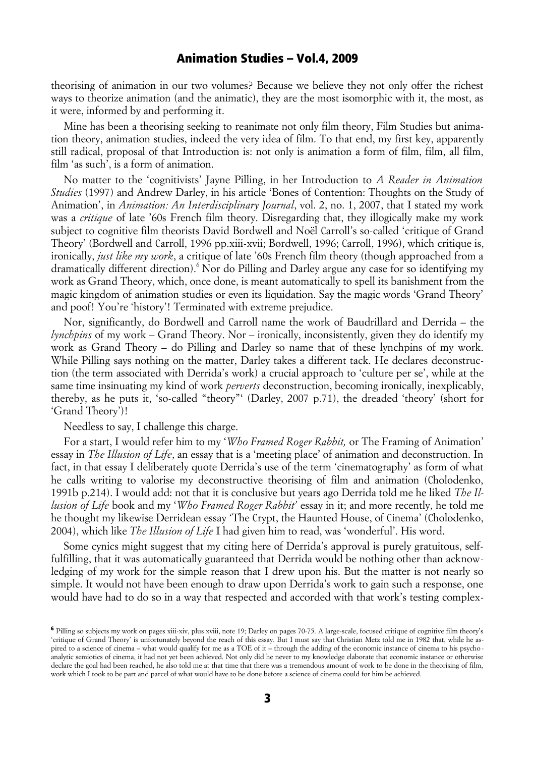theorising of animation in our two volumes? Because we believe they not only offer the richest ways to theorize animation (and the animatic), they are the most isomorphic with it, the most, as it were, informed by and performing it.

Mine has been a theorising seeking to reanimate not only film theory, Film Studies but animation theory, animation studies, indeed the very idea of film. To that end, my first key, apparently still radical, proposal of that Introduction is: not only is animation a form of film, film, all film, film 'as such', is a form of animation.

No matter to the 'cognitivists' Jayne Pilling, in her Introduction to *A Reader in Animation Studies* (1997) and Andrew Darley, in his article 'Bones of Contention: Thoughts on the Study of Animation', in *Animation: An Interdisciplinary Journal*, vol. 2, no. 1, 2007, that I stated my work was a *critique* of late '60s French film theory. Disregarding that, they illogically make my work subject to cognitive film theorists David Bordwell and Noël Carroll's so-called 'critique of Grand Theory' (Bordwell and Carroll, 1996 pp.xiii-xvii; Bordwell, 1996; Carroll, 1996), which critique is, ironically, *just like my work*, a critique of late '60s French film theory (though approached from a dramatically different direction).[6] Nor do Pilling and Darley argue any case for so identifying my work as Grand Theory, which, once done, is meant automatically to spell its banishment from the magic kingdom of animation studies or even its liquidation. Say the magic words 'Grand Theory' and poof! You're 'history'! Terminated with extreme prejudice.

Nor, significantly, do Bordwell and Carroll name the work of Baudrillard and Derrida – the *lynchpins* of my work – Grand Theory. Nor – ironically, inconsistently, given they do identify my work as Grand Theory – do Pilling and Darley so name that of these lynchpins of my work. While Pilling says nothing on the matter, Darley takes a different tack. He declares deconstruction (the term associated with Derrida's work) a crucial approach to 'culture per se', while at the same time insinuating my kind of work *perverts* deconstruction, becoming ironically, inexplicably, thereby, as he puts it, 'so-called "theory"' (Darley, 2007 p.71), the dreaded 'theory' (short for 'Grand Theory')!

Needless to say, I challenge this charge.

For a start, I would refer him to my '*Who Framed Roger Rabbit,* or The Framing of Animation' essay in *The Illusion of Life*, an essay that is a 'meeting place' of animation and deconstruction. In fact, in that essay I deliberately quote Derrida's use of the term 'cinematography' as form of what he calls writing to valorise my deconstructive theorising of film and animation (Cholodenko, 1991b p.214). I would add: not that it is conclusive but years ago Derrida told me he liked *The Illusion of Life* book and my '*Who Framed Roger Rabbit'* essay in it; and more recently, he told me he thought my likewise Derridean essay 'The Crypt, the Haunted House, of Cinema' (Cholodenko, 2004), which like *The Illusion of Life* I had given him to read, was 'wonderful'. His word.

Some cynics might suggest that my citing here of Derrida's approval is purely gratuitous, self-fulfilling, that it was automatically guaranteed that Derrida would be nothing other than acknowledging of my work for the simple reason that I drew upon his. But the matter is not nearly so simple. It would not have been enough to draw upon Derrida's work to gain such a response, one would have had to do so in a way that respected and accorded with that work's testing complex-

---

[6] Pilling so subjects my work on pages xiii-xiv, plus xviii, note 19; Darley on pages 70-75. A large-scale, focused critique of cognitive film theory's 'critique of Grand Theory' is unfortunately beyond the reach of this essay. But I must say that Christian Metz told me in 1982 that, while he aspired to a science of cinema – what would qualify for me as a TOE of it – through the adding of the economic instance of cinema to his psychoanalytic semiotics of cinema, it had not yet been achieved. Not only did he never to my knowledge elaborate that economic instance or otherwise declare the goal had been reached, he also told me at that time that there was a tremendous amount of work to be done in the theorising of film, work which I took to be part and parcel of what would have to be done before a science of cinema could for him be achieved.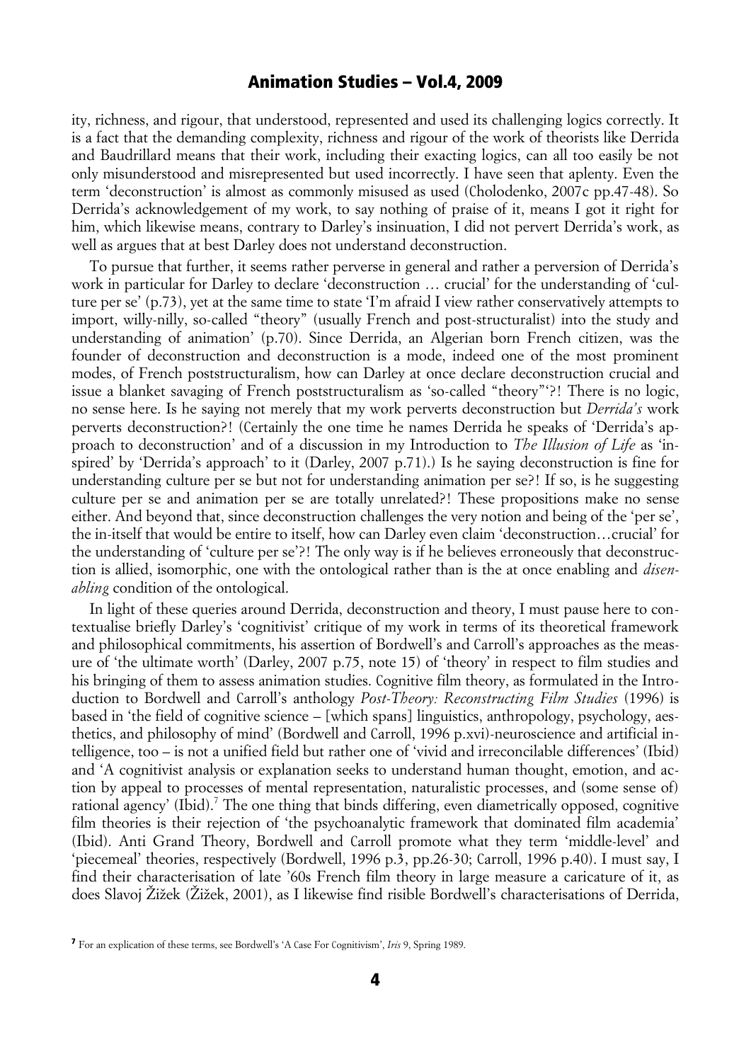ity, richness, and rigour, that understood, represented and used its challenging logics correctly. It is a fact that the demanding complexity, richness and rigour of the work of theorists like Derrida and Baudrillard means that their work, including their exacting logics, can all too easily be not only misunderstood and misrepresented but used incorrectly. I have seen that aplenty. Even the term 'deconstruction' is almost as commonly misused as used (Cholodenko, 2007c pp.47-48). So Derrida's acknowledgement of my work, to say nothing of praise of it, means I got it right for him, which likewise means, contrary to Darley's insinuation, I did not pervert Derrida's work, as well as argues that at best Darley does not understand deconstruction.

To pursue that further, it seems rather perverse in general and rather a perversion of Derrida's work in particular for Darley to declare 'deconstruction … crucial' for the understanding of 'culture per se' (p.73), yet at the same time to state 'I'm afraid I view rather conservatively attempts to import, willy-nilly, so-called "theory" (usually French and post-structuralist) into the study and understanding of animation' (p.70). Since Derrida, an Algerian born French citizen, was the founder of deconstruction and deconstruction is a mode, indeed one of the most prominent modes, of French poststructuralism, how can Darley at once declare deconstruction crucial and issue a blanket savaging of French poststructuralism as 'so-called "theory"'?! There is no logic, no sense here. Is he saying not merely that my work perverts deconstruction but *Derrida's* work perverts deconstruction?! (Certainly the one time he names Derrida he speaks of 'Derrida's approach to deconstruction' and of a discussion in my Introduction to *The Illusion of Life* as 'inspired' by 'Derrida's approach' to it (Darley, 2007 p.71).) Is he saying deconstruction is fine for understanding culture per se but not for understanding animation per se?! If so, is he suggesting culture per se and animation per se are totally unrelated?! These propositions make no sense either. And beyond that, since deconstruction challenges the very notion and being of the 'per se', the in-itself that would be entire to itself, how can Darley even claim 'deconstruction…crucial' for the understanding of 'culture per se'?! The only way is if he believes erroneously that deconstruction is allied, isomorphic, one with the ontological rather than is the at once enabling and *disenabling* condition of the ontological.

In light of these queries around Derrida, deconstruction and theory, I must pause here to contextualise briefly Darley's 'cognitivist' critique of my work in terms of its theoretical framework and philosophical commitments, his assertion of Bordwell's and Carroll's approaches as the measure of 'the ultimate worth' (Darley, 2007 p.75, note 15) of 'theory' in respect to film studies and his bringing of them to assess animation studies. Cognitive film theory, as formulated in the Introduction to Bordwell and Carroll's anthology *Post-Theory: Reconstructing Film Studies* (1996) is based in 'the field of cognitive science – [which spans] linguistics, anthropology, psychology, aesthetics, and philosophy of mind' (Bordwell and Carroll, 1996 p.xvi)-neuroscience and artificial intelligence, too – is not a unified field but rather one of 'vivid and irreconcilable differences' (Ibid) and 'A cognitivist analysis or explanation seeks to understand human thought, emotion, and action by appeal to processes of mental representation, naturalistic processes, and (some sense of) rational agency' (Ibid).[7] The one thing that binds differing, even diametrically opposed, cognitive film theories is their rejection of 'the psychoanalytic framework that dominated film academia' (Ibid). Anti Grand Theory, Bordwell and Carroll promote what they term 'middle-level' and 'piecemeal' theories, respectively (Bordwell, 1996 p.3, pp.26-30; Carroll, 1996 p.40). I must say, I find their characterisation of late '60s French film theory in large measure a caricature of it, as does Slavoj Žižek (Žižek, 2001), as I likewise find risible Bordwell's characterisations of Derrida,

[7] For an explication of these terms, see Bordwell's 'A Case For Cognitivism', *Iris* 9, Spring 1989.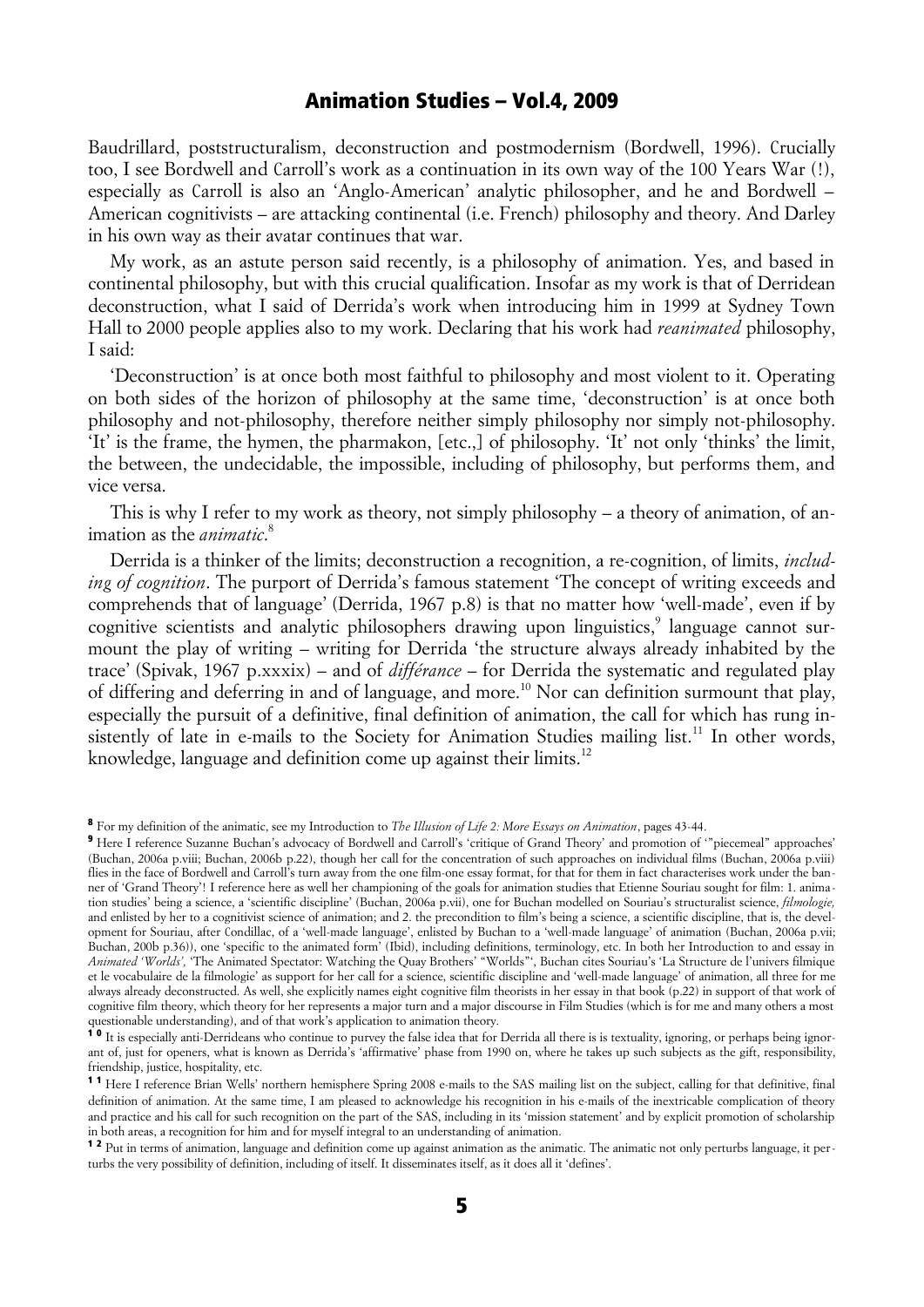Baudrillard, poststructuralism, deconstruction and postmodernism (Bordwell, 1996). Crucially too, I see Bordwell and Carroll's work as a continuation in its own way of the 100 Years War (!), especially as Carroll is also an 'Anglo-American' analytic philosopher, and he and Bordwell – American cognitivists – are attacking continental (i.e. French) philosophy and theory. And Darley in his own way as their avatar continues that war.

My work, as an astute person said recently, is a philosophy of animation. Yes, and based in continental philosophy, but with this crucial qualification. Insofar as my work is that of Derridean deconstruction, what I said of Derrida's work when introducing him in 1999 at Sydney Town Hall to 2000 people applies also to my work. Declaring that his work had *reanimated* philosophy, I said:

'Deconstruction' is at once both most faithful to philosophy and most violent to it. Operating on both sides of the horizon of philosophy at the same time, 'deconstruction' is at once both philosophy and not-philosophy, therefore neither simply philosophy nor simply not-philosophy. 'It' is the frame, the hymen, the pharmakon, [etc.,] of philosophy. 'It' not only 'thinks' the limit, the between, the undecidable, the impossible, including of philosophy, but performs them, and vice versa.

This is why I refer to my work as theory, not simply philosophy – a theory of animation, of animation as the *animatic*.[8]

Derrida is a thinker of the limits; deconstruction a recognition, a re-cognition, of limits, *including of cognition*. The purport of Derrida's famous statement 'The concept of writing exceeds and comprehends that of language' (Derrida, 1967 p.8) is that no matter how 'well-made', even if by cognitive scientists and analytic philosophers drawing upon linguistics,[9] language cannot surmount the play of writing – writing for Derrida 'the structure always already inhabited by the trace' (Spivak, 1967 p.xxxix) – and of *différance* – for Derrida the systematic and regulated play of differing and deferring in and of language, and more.[10] Nor can definition surmount that play, especially the pursuit of a definitive, final definition of animation, the call for which has rung insistently of late in e-mails to the Society for Animation Studies mailing list.[11] In other words, knowledge, language and definition come up against their limits.[12]

---

[8] For my definition of the animatic, see my Introduction to *The Illusion of Life 2: More Essays on Animation*, pages 43-44.

[9] Here I reference Suzanne Buchan's advocacy of Bordwell and Carroll's 'critique of Grand Theory' and promotion of '"piecemeal" approaches' (Buchan, 2006a p.viii; Buchan, 2006b p.22), though her call for the concentration of such approaches on individual films (Buchan, 2006a p.viii) flies in the face of Bordwell and Carroll's turn away from the one film-one essay format, for that for them in fact characterises work under the banner of 'Grand Theory'! I reference here as well her championing of the goals for animation studies that Etienne Souriau sought for film: 1. animation studies' being a science, a 'scientific discipline' (Buchan, 2006a p.vii), one for Buchan modelled on Souriau's structuralist science, *filmologie,* and enlisted by her to a cognitivist science of animation; and 2. the precondition to film's being a science, a scientific discipline, that is, the development for Souriau, after Condillac, of a 'well-made language', enlisted by Buchan to a 'well-made language' of animation (Buchan, 2006a p.vii; Buchan, 200b p.36)), one 'specific to the animated form' (Ibid), including definitions, terminology, etc. In both her Introduction to and essay in *Animated 'Worlds',* 'The Animated Spectator: Watching the Quay Brothers' "Worlds"', Buchan cites Souriau's 'La Structure de l'univers filmique et le vocabulaire de la filmologie' as support for her call for a science, scientific discipline and 'well-made language' of animation, all three for me always already deconstructed. As well, she explicitly names eight cognitive film theorists in her essay in that book (p.22) in support of that work of cognitive film theory, which theory for her represents a major turn and a major discourse in Film Studies (which is for me and many others a most questionable understanding), and of that work's application to animation theory.

[10] It is especially anti-Derrideans who continue to purvey the false idea that for Derrida all there is is textuality, ignoring, or perhaps being ignorant of, just for openers, what is known as Derrida's 'affirmative' phase from 1990 on, where he takes up such subjects as the gift, responsibility, friendship, justice, hospitality, etc.

[11] Here I reference Brian Wells' northern hemisphere Spring 2008 e-mails to the SAS mailing list on the subject, calling for that definitive, final definition of animation. At the same time, I am pleased to acknowledge his recognition in his e-mails of the inextricable complication of theory and practice and his call for such recognition on the part of the SAS, including in its 'mission statement' and by explicit promotion of scholarship in both areas, a recognition for him and for myself integral to an understanding of animation.

[12] Put in terms of animation, language and definition come up against animation as the animatic. The animatic not only perturbs language, it perturbs the very possibility of definition, including of itself. It disseminates itself, as it does all it 'defines'.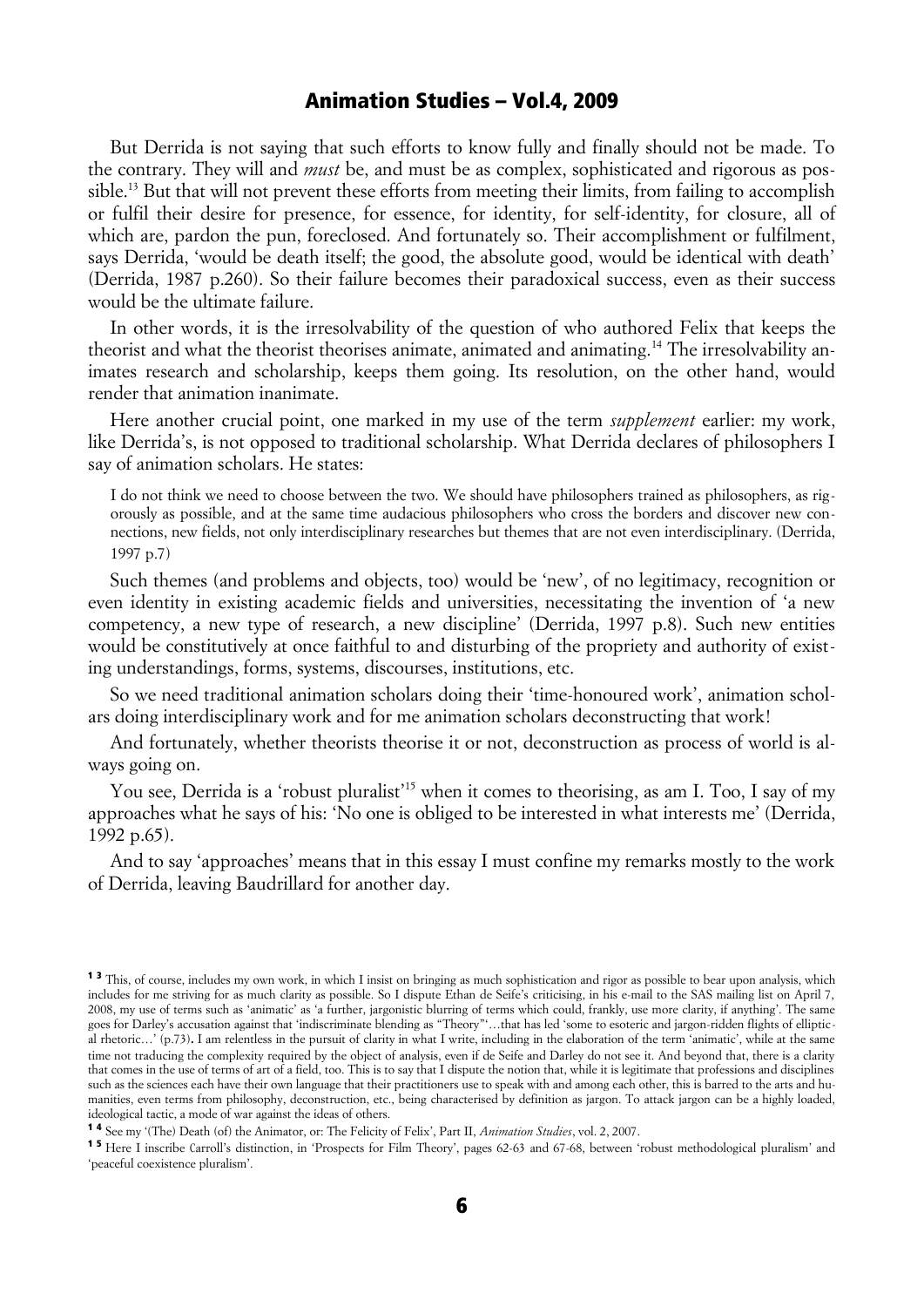But Derrida is not saying that such efforts to know fully and finally should not be made. To the contrary. They will and *must* be, and must be as complex, sophisticated and rigorous as possible.[13] But that will not prevent these efforts from meeting their limits, from failing to accomplish or fulfil their desire for presence, for essence, for identity, for self-identity, for closure, all of which are, pardon the pun, foreclosed. And fortunately so. Their accomplishment or fulfilment, says Derrida, 'would be death itself; the good, the absolute good, would be identical with death' (Derrida, 1987 p.260). So their failure becomes their paradoxical success, even as their success would be the ultimate failure.

In other words, it is the irresolvability of the question of who authored Felix that keeps the theorist and what the theorist theorises animate, animated and animating.[14] The irresolvability animates research and scholarship, keeps them going. Its resolution, on the other hand, would render that animation inanimate.

Here another crucial point, one marked in my use of the term *supplement* earlier: my work, like Derrida's, is not opposed to traditional scholarship. What Derrida declares of philosophers I say of animation scholars. He states:

> I do not think we need to choose between the two. We should have philosophers trained as philosophers, as rigorously as possible, and at the same time audacious philosophers who cross the borders and discover new connections, new fields, not only interdisciplinary researches but themes that are not even interdisciplinary. (Derrida, 1997 p.7)

Such themes (and problems and objects, too) would be 'new', of no legitimacy, recognition or even identity in existing academic fields and universities, necessitating the invention of 'a new competency, a new type of research, a new discipline' (Derrida, 1997 p.8). Such new entities would be constitutively at once faithful to and disturbing of the propriety and authority of existing understandings, forms, systems, discourses, institutions, etc.

So we need traditional animation scholars doing their 'time-honoured work', animation scholars doing interdisciplinary work and for me animation scholars deconstructing that work!

And fortunately, whether theorists theorise it or not, deconstruction as process of world is always going on.

You see, Derrida is a 'robust pluralist'[15] when it comes to theorising, as am I. Too, I say of my approaches what he says of his: 'No one is obliged to be interested in what interests me' (Derrida, 1992 p.65).

And to say 'approaches' means that in this essay I must confine my remarks mostly to the work of Derrida, leaving Baudrillard for another day.

---

[13] This, of course, includes my own work, in which I insist on bringing as much sophistication and rigor as possible to bear upon analysis, which includes for me striving for as much clarity as possible. So I dispute Ethan de Seife's criticising, in his e-mail to the SAS mailing list on April 7, 2008, my use of terms such as 'animatic' as 'a further, jargonistic blurring of terms which could, frankly, use more clarity, if anything'. The same goes for Darley's accusation against that 'indiscriminate blending as "Theory"'…that has led 'some to esoteric and jargon-ridden flights of elliptical rhetoric…' (p.73). I am relentless in the pursuit of clarity in what I write, including in the elaboration of the term 'animatic', while at the same time not traducing the complexity required by the object of analysis, even if de Seife and Darley do not see it. And beyond that, there is a clarity that comes in the use of terms of art of a field, too. This is to say that I dispute the notion that, while it is legitimate that professions and disciplines such as the sciences each have their own language that their practitioners use to speak with and among each other, this is barred to the arts and humanities, even terms from philosophy, deconstruction, etc., being characterised by definition as jargon. To attack jargon can be a highly loaded, ideological tactic, a mode of war against the ideas of others.

[14] See my '(The) Death (of) the Animator, or: The Felicity of Felix', Part II, *Animation Studies*, vol. 2, 2007.

[15] Here I inscribe Carroll's distinction, in 'Prospects for Film Theory', pages 62-63 and 67-68, between 'robust methodological pluralism' and 'peaceful coexistence pluralism'.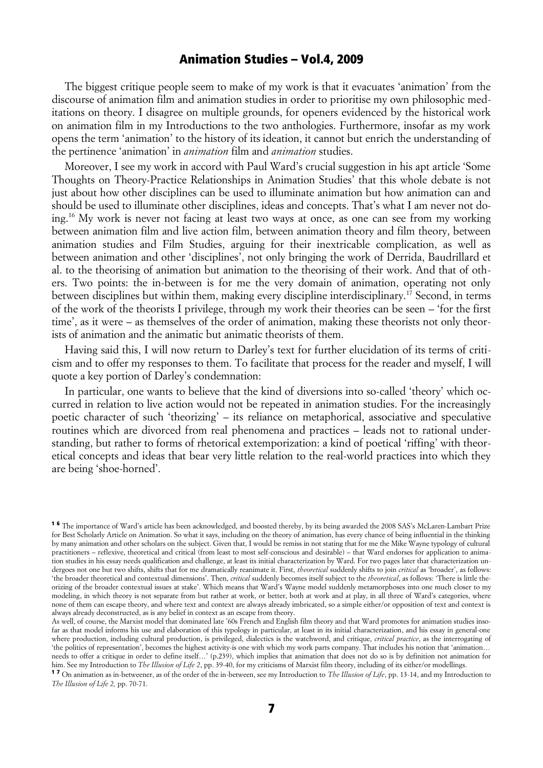The biggest critique people seem to make of my work is that it evacuates 'animation' from the discourse of animation film and animation studies in order to prioritise my own philosophic meditations on theory. I disagree on multiple grounds, for openers evidenced by the historical work on animation film in my Introductions to the two anthologies. Furthermore, insofar as my work opens the term 'animation' to the history of its ideation, it cannot but enrich the understanding of the pertinence 'animation' in *animation* film and *animation* studies.

Moreover, I see my work in accord with Paul Ward's crucial suggestion in his apt article 'Some Thoughts on Theory-Practice Relationships in Animation Studies' that this whole debate is not just about how other disciplines can be used to illuminate animation but how animation can and should be used to illuminate other disciplines, ideas and concepts. That's what I am never not doing.[16] My work is never not facing at least two ways at once, as one can see from my working between animation film and live action film, between animation theory and film theory, between animation studies and Film Studies, arguing for their inextricable complication, as well as between animation and other 'disciplines', not only bringing the work of Derrida, Baudrillard et al. to the theorising of animation but animation to the theorising of their work. And that of others. Two points: the in-between is for me the very domain of animation, operating not only between disciplines but within them, making every discipline interdisciplinary.[17] Second, in terms of the work of the theorists I privilege, through my work their theories can be seen – 'for the first time', as it were – as themselves of the order of animation, making these theorists not only theorists of animation and the animatic but animatic theorists of them.

Having said this, I will now return to Darley's text for further elucidation of its terms of criticism and to offer my responses to them. To facilitate that process for the reader and myself, I will quote a key portion of Darley's condemnation:

In particular, one wants to believe that the kind of diversions into so-called 'theory' which occurred in relation to live action would not be repeated in animation studies. For the increasingly poetic character of such 'theorizing' – its reliance on metaphorical, associative and speculative routines which are divorced from real phenomena and practices – leads not to rational understanding, but rather to forms of rhetorical extemporization: a kind of poetical 'riffing' with theoretical concepts and ideas that bear very little relation to the real-world practices into which they are being 'shoe-horned'.

---

[16] The importance of Ward's article has been acknowledged, and boosted thereby, by its being awarded the 2008 SAS's McLaren-Lambart Prize for Best Scholarly Article on Animation. So what it says, including on the theory of animation, has every chance of being influential in the thinking by many animation and other scholars on the subject. Given that, I would be remiss in not stating that for me the Mike Wayne typology of cultural practitioners – reflexive, theoretical and critical (from least to most self-conscious and desirable) – that Ward endorses for application to animation studies in his essay needs qualification and challenge, at least its initial characterization by Ward. For two pages later that characterization undergoes not one but two shifts, shifts that for me dramatically reanimate it. First, *theoretical* suddenly shifts to join *critical* as 'broader', as follows: 'the broader theoretical and contextual dimensions'. Then, *critical* suddenly becomes itself subject to the *theoretical*, as follows: 'There is little theorizing of the broader contextual issues at stake'. Which means that Ward's Wayne model suddenly metamorphoses into one much closer to my modeling, in which theory is not separate from but rather at work, or better, both at work and at play, in all three of Ward's categories, where none of them can escape theory, and where text and context are always already imbricated, so a simple either/or opposition of text and context is always already deconstructed, as is any belief in context as an escape from theory.

As well, of course, the Marxist model that dominated late '60s French and English film theory and that Ward promotes for animation studies insofar as that model informs his use and elaboration of this typology in particular, at least in its initial characterization, and his essay in general-one where production, including cultural production, is privileged, dialectics is the watchword, and critique, *critical practice*, as the interrogating of 'the politics of representation', becomes the highest activity-is one with which my work parts company. That includes his notion that 'animation… needs to offer a critique in order to define itself…' (p.239), which implies that animation that does not do so is by definition not animation for him. See my Introduction to *The Illusion of Life 2*, pp. 39-40, for my criticisms of Marxist film theory, including of its either/or modellings.

[17] On animation as in-betweener, as of the order of the in-between, see my Introduction to *The Illusion of Life*, pp. 13-14, and my Introduction to *The Illusion of Life 2,* pp. 70-71.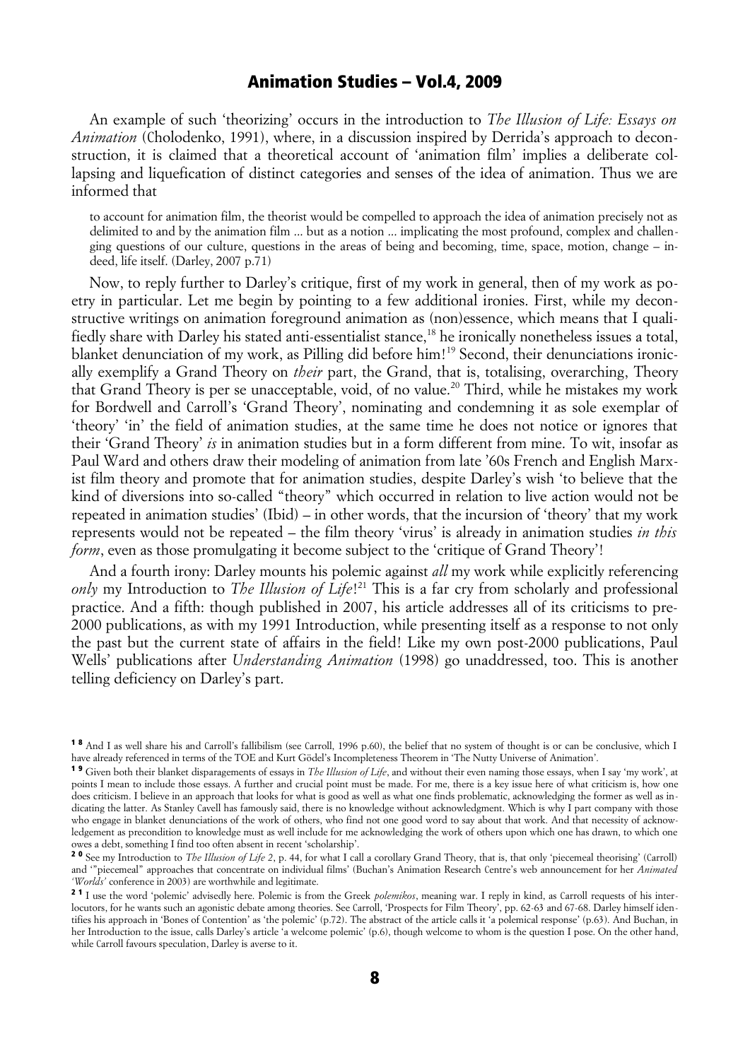An example of such 'theorizing' occurs in the introduction to *The Illusion of Life: Essays on Animation* (Cholodenko, 1991), where, in a discussion inspired by Derrida's approach to deconstruction, it is claimed that a theoretical account of 'animation film' implies a deliberate collapsing and liquefication of distinct categories and senses of the idea of animation. Thus we are informed that

> to account for animation film, the theorist would be compelled to approach the idea of animation precisely not as delimited to and by the animation film ... but as a notion ... implicating the most profound, complex and challenging questions of our culture, questions in the areas of being and becoming, time, space, motion, change – indeed, life itself. (Darley, 2007 p.71)

Now, to reply further to Darley's critique, first of my work in general, then of my work as poetry in particular. Let me begin by pointing to a few additional ironies. First, while my deconstructive writings on animation foreground animation as (non)essence, which means that I qualifiedly share with Darley his stated anti-essentialist stance,[18] he ironically nonetheless issues a total, blanket denunciation of my work, as Pilling did before him![19] Second, their denunciations ironically exemplify a Grand Theory on *their* part, the Grand, that is, totalising, overarching, Theory that Grand Theory is per se unacceptable, void, of no value.[20] Third, while he mistakes my work for Bordwell and Carroll's 'Grand Theory', nominating and condemning it as sole exemplar of 'theory' 'in' the field of animation studies, at the same time he does not notice or ignores that their 'Grand Theory' *is* in animation studies but in a form different from mine. To wit, insofar as Paul Ward and others draw their modeling of animation from late '60s French and English Marxist film theory and promote that for animation studies, despite Darley's wish 'to believe that the kind of diversions into so-called "theory" which occurred in relation to live action would not be repeated in animation studies' (Ibid) – in other words, that the incursion of 'theory' that my work represents would not be repeated – the film theory 'virus' is already in animation studies *in this form*, even as those promulgating it become subject to the 'critique of Grand Theory'!

And a fourth irony: Darley mounts his polemic against *all* my work while explicitly referencing *only* my Introduction to *The Illusion of Life*![21] This is a far cry from scholarly and professional practice. And a fifth: though published in 2007, his article addresses all of its criticisms to pre-2000 publications, as with my 1991 Introduction, while presenting itself as a response to not only the past but the current state of affairs in the field! Like my own post-2000 publications, Paul Wells' publications after *Understanding Animation* (1998) go unaddressed, too. This is another telling deficiency on Darley's part.

---

[18] And I as well share his and Carroll's fallibilism (see Carroll, 1996 p.60), the belief that no system of thought is or can be conclusive, which I have already referenced in terms of the TOE and Kurt Gödel's Incompleteness Theorem in 'The Nutty Universe of Animation'.

[19] Given both their blanket disparagements of essays in *The Illusion of Life*, and without their even naming those essays, when I say 'my work', at points I mean to include those essays. A further and crucial point must be made. For me, there is a key issue here of what criticism is, how one does criticism. I believe in an approach that looks for what is good as well as what one finds problematic, acknowledging the former as well as indicating the latter. As Stanley Cavell has famously said, there is no knowledge without acknowledgment. Which is why I part company with those who engage in blanket denunciations of the work of others, who find not one good word to say about that work. And that necessity of acknowledgement as precondition to knowledge must as well include for me acknowledging the work of others upon which one has drawn, to which one owes a debt, something I find too often absent in recent 'scholarship'.

[20] See my Introduction to *The Illusion of Life 2*, p. 44, for what I call a corollary Grand Theory, that is, that only 'piecemeal theorising' (Carroll) and '"piecemeal" approaches that concentrate on individual films' (Buchan's Animation Research Centre's web announcement for her *Animated 'Worlds'* conference in 2003) are worthwhile and legitimate.

[21] I use the word 'polemic' advisedly here. Polemic is from the Greek *polemikos*, meaning war. I reply in kind, as Carroll requests of his interlocutors, for he wants such an agonistic debate among theories. See Carroll, 'Prospects for Film Theory', pp. 62-63 and 67-68. Darley himself identifies his approach in 'Bones of Contention' as 'the polemic' (p.72). The abstract of the article calls it 'a polemical response' (p.63). And Buchan, in her Introduction to the issue, calls Darley's article 'a welcome polemic' (p.6), though welcome to whom is the question I pose. On the other hand, while Carroll favours speculation, Darley is averse to it.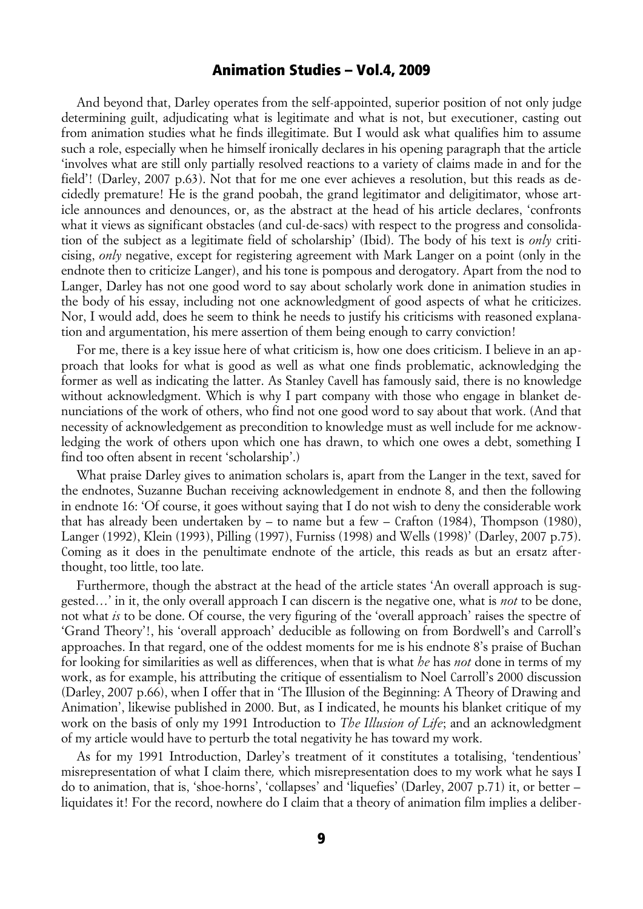And beyond that, Darley operates from the self-appointed, superior position of not only judge determining guilt, adjudicating what is legitimate and what is not, but executioner, casting out from animation studies what he finds illegitimate. But I would ask what qualifies him to assume such a role, especially when he himself ironically declares in his opening paragraph that the article 'involves what are still only partially resolved reactions to a variety of claims made in and for the field'! (Darley, 2007 p.63). Not that for me one ever achieves a resolution, but this reads as decidedly premature! He is the grand poobah, the grand legitimator and deligitimator, whose article announces and denounces, or, as the abstract at the head of his article declares, 'confronts what it views as significant obstacles (and cul-de-sacs) with respect to the progress and consolidation of the subject as a legitimate field of scholarship' (Ibid). The body of his text is *only* criticising, *only* negative, except for registering agreement with Mark Langer on a point (only in the endnote then to criticize Langer), and his tone is pompous and derogatory. Apart from the nod to Langer, Darley has not one good word to say about scholarly work done in animation studies in the body of his essay, including not one acknowledgment of good aspects of what he criticizes. Nor, I would add, does he seem to think he needs to justify his criticisms with reasoned explanation and argumentation, his mere assertion of them being enough to carry conviction!

For me, there is a key issue here of what criticism is, how one does criticism. I believe in an approach that looks for what is good as well as what one finds problematic, acknowledging the former as well as indicating the latter. As Stanley Cavell has famously said, there is no knowledge without acknowledgment. Which is why I part company with those who engage in blanket denunciations of the work of others, who find not one good word to say about that work. (And that necessity of acknowledgement as precondition to knowledge must as well include for me acknowledging the work of others upon which one has drawn, to which one owes a debt, something I find too often absent in recent 'scholarship'.)

What praise Darley gives to animation scholars is, apart from the Langer in the text, saved for the endnotes, Suzanne Buchan receiving acknowledgement in endnote 8, and then the following in endnote 16: 'Of course, it goes without saying that I do not wish to deny the considerable work that has already been undertaken by – to name but a few – Crafton (1984), Thompson (1980), Langer (1992), Klein (1993), Pilling (1997), Furniss (1998) and Wells (1998)' (Darley, 2007 p.75). Coming as it does in the penultimate endnote of the article, this reads as but an ersatz afterthought, too little, too late.

Furthermore, though the abstract at the head of the article states 'An overall approach is suggested…' in it, the only overall approach I can discern is the negative one, what is *not* to be done, not what *is* to be done. Of course, the very figuring of the 'overall approach' raises the spectre of 'Grand Theory'!, his 'overall approach' deducible as following on from Bordwell's and Carroll's approaches. In that regard, one of the oddest moments for me is his endnote 8's praise of Buchan for looking for similarities as well as differences, when that is what *he* has *not* done in terms of my work, as for example, his attributing the critique of essentialism to Noel Carroll's 2000 discussion (Darley, 2007 p.66), when I offer that in 'The Illusion of the Beginning: A Theory of Drawing and Animation', likewise published in 2000. But, as I indicated, he mounts his blanket critique of my work on the basis of only my 1991 Introduction to *The Illusion of Life*; and an acknowledgment of my article would have to perturb the total negativity he has toward my work.

As for my 1991 Introduction, Darley's treatment of it constitutes a totalising, 'tendentious' misrepresentation of what I claim there*,* which misrepresentation does to my work what he says I do to animation, that is, 'shoe-horns', 'collapses' and 'liquefies' (Darley, 2007 p.71) it, or better – liquidates it! For the record, nowhere do I claim that a theory of animation film implies a deliber-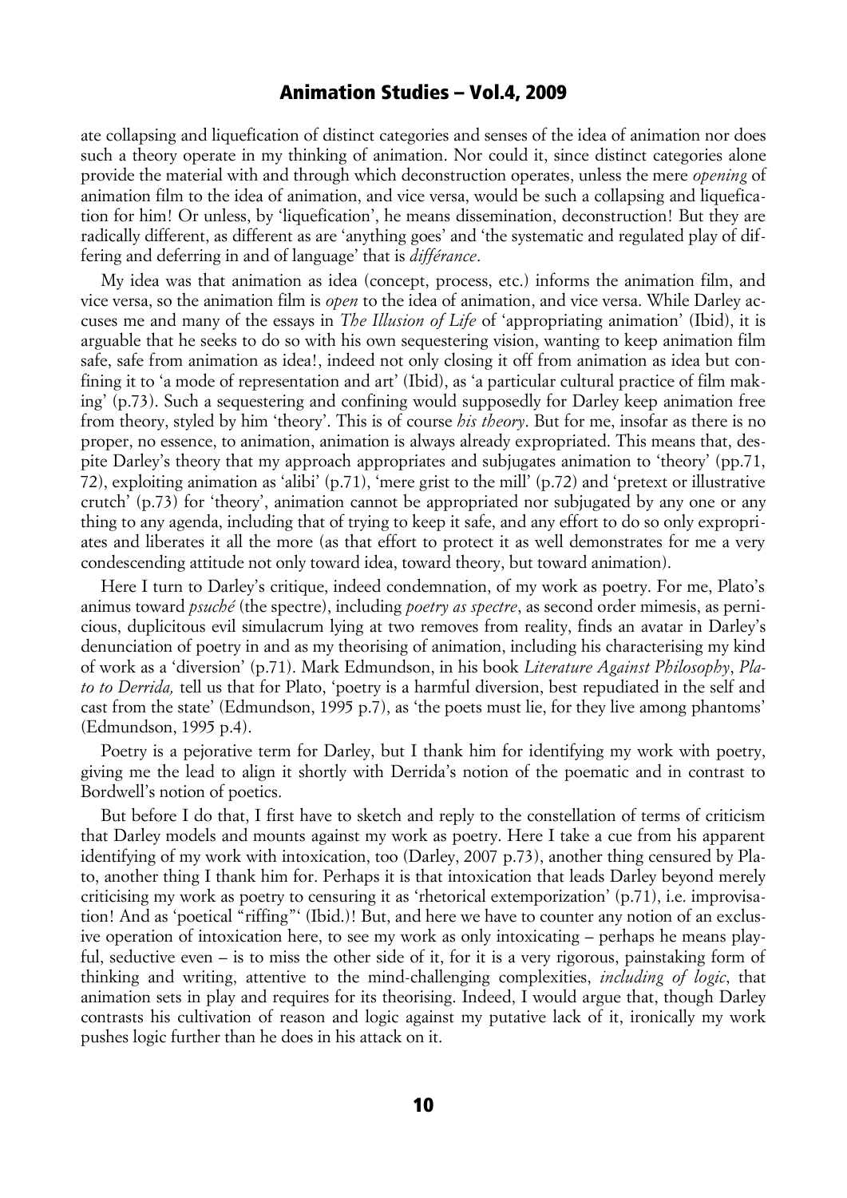ate collapsing and liquefication of distinct categories and senses of the idea of animation nor does such a theory operate in my thinking of animation. Nor could it, since distinct categories alone provide the material with and through which deconstruction operates, unless the mere *opening* of animation film to the idea of animation, and vice versa, would be such a collapsing and liquefication for him! Or unless, by 'liquefication', he means dissemination, deconstruction! But they are radically different, as different as are 'anything goes' and 'the systematic and regulated play of differing and deferring in and of language' that is *différance*.

My idea was that animation as idea (concept, process, etc.) informs the animation film, and vice versa, so the animation film is *open* to the idea of animation, and vice versa. While Darley accuses me and many of the essays in *The Illusion of Life* of 'appropriating animation' (Ibid), it is arguable that he seeks to do so with his own sequestering vision, wanting to keep animation film safe, safe from animation as idea!, indeed not only closing it off from animation as idea but confining it to 'a mode of representation and art' (Ibid), as 'a particular cultural practice of film making' (p.73). Such a sequestering and confining would supposedly for Darley keep animation free from theory, styled by him 'theory'. This is of course *his theory*. But for me, insofar as there is no proper, no essence, to animation, animation is always already expropriated. This means that, despite Darley's theory that my approach appropriates and subjugates animation to 'theory' (pp.71, 72), exploiting animation as 'alibi' (p.71), 'mere grist to the mill' (p.72) and 'pretext or illustrative crutch' (p.73) for 'theory', animation cannot be appropriated nor subjugated by any one or any thing to any agenda, including that of trying to keep it safe, and any effort to do so only expropriates and liberates it all the more (as that effort to protect it as well demonstrates for me a very condescending attitude not only toward idea, toward theory, but toward animation).

Here I turn to Darley's critique, indeed condemnation, of my work as poetry. For me, Plato's animus toward *psuché* (the spectre), including *poetry as spectre*, as second order mimesis, as pernicious, duplicitous evil simulacrum lying at two removes from reality, finds an avatar in Darley's denunciation of poetry in and as my theorising of animation, including his characterising my kind of work as a 'diversion' (p.71). Mark Edmundson, in his book *Literature Against Philosophy*, *Plato to Derrida,* tell us that for Plato, 'poetry is a harmful diversion, best repudiated in the self and cast from the state' (Edmundson, 1995 p.7), as 'the poets must lie, for they live among phantoms' (Edmundson, 1995 p.4).

Poetry is a pejorative term for Darley, but I thank him for identifying my work with poetry, giving me the lead to align it shortly with Derrida's notion of the poematic and in contrast to Bordwell's notion of poetics.

But before I do that, I first have to sketch and reply to the constellation of terms of criticism that Darley models and mounts against my work as poetry. Here I take a cue from his apparent identifying of my work with intoxication, too (Darley, 2007 p.73), another thing censured by Plato, another thing I thank him for. Perhaps it is that intoxication that leads Darley beyond merely criticising my work as poetry to censuring it as 'rhetorical extemporization' (p.71), i.e. improvisation! And as 'poetical "riffing"' (Ibid.)! But, and here we have to counter any notion of an exclusive operation of intoxication here, to see my work as only intoxicating – perhaps he means playful, seductive even – is to miss the other side of it, for it is a very rigorous, painstaking form of thinking and writing, attentive to the mind-challenging complexities, *including of logic*, that animation sets in play and requires for its theorising. Indeed, I would argue that, though Darley contrasts his cultivation of reason and logic against my putative lack of it, ironically my work pushes logic further than he does in his attack on it.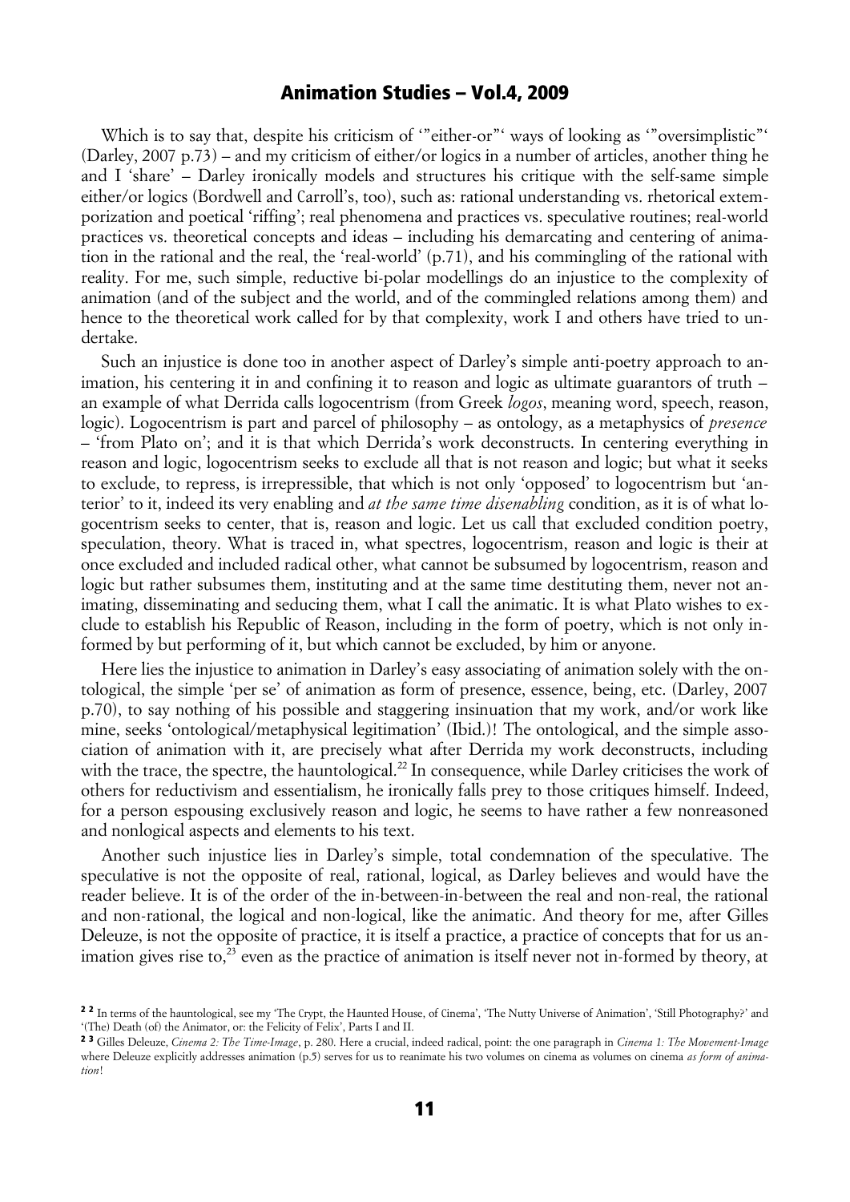Which is to say that, despite his criticism of '"either-or"' ways of looking as '"oversimplistic"' (Darley, 2007 p.73) – and my criticism of either/or logics in a number of articles, another thing he and I 'share' – Darley ironically models and structures his critique with the self-same simple either/or logics (Bordwell and Carroll's, too), such as: rational understanding vs. rhetorical extemporization and poetical 'riffing'; real phenomena and practices vs. speculative routines; real-world practices vs. theoretical concepts and ideas – including his demarcating and centering of animation in the rational and the real, the 'real-world' (p.71), and his commingling of the rational with reality. For me, such simple, reductive bi-polar modellings do an injustice to the complexity of animation (and of the subject and the world, and of the commingled relations among them) and hence to the theoretical work called for by that complexity, work I and others have tried to undertake.

Such an injustice is done too in another aspect of Darley's simple anti-poetry approach to animation, his centering it in and confining it to reason and logic as ultimate guarantors of truth – an example of what Derrida calls logocentrism (from Greek *logos*, meaning word, speech, reason, logic). Logocentrism is part and parcel of philosophy – as ontology, as a metaphysics of *presence* – 'from Plato on'; and it is that which Derrida's work deconstructs. In centering everything in reason and logic, logocentrism seeks to exclude all that is not reason and logic; but what it seeks to exclude, to repress, is irrepressible, that which is not only 'opposed' to logocentrism but 'anterior' to it, indeed its very enabling and *at the same time disenabling* condition, as it is of what logocentrism seeks to center, that is, reason and logic. Let us call that excluded condition poetry, speculation, theory. What is traced in, what spectres, logocentrism, reason and logic is their at once excluded and included radical other, what cannot be subsumed by logocentrism, reason and logic but rather subsumes them, instituting and at the same time destituting them, never not animating, disseminating and seducing them, what I call the animatic. It is what Plato wishes to exclude to establish his Republic of Reason, including in the form of poetry, which is not only informed by but performing of it, but which cannot be excluded, by him or anyone.

Here lies the injustice to animation in Darley's easy associating of animation solely with the ontological, the simple 'per se' of animation as form of presence, essence, being, etc. (Darley, 2007 p.70), to say nothing of his possible and staggering insinuation that my work, and/or work like mine, seeks 'ontological/metaphysical legitimation' (Ibid.)! The ontological, and the simple association of animation with it, are precisely what after Derrida my work deconstructs, including with the trace, the spectre, the hauntological.[22] In consequence, while Darley criticises the work of others for reductivism and essentialism, he ironically falls prey to those critiques himself. Indeed, for a person espousing exclusively reason and logic, he seems to have rather a few nonreasoned and nonlogical aspects and elements to his text.

Another such injustice lies in Darley's simple, total condemnation of the speculative. The speculative is not the opposite of real, rational, logical, as Darley believes and would have the reader believe. It is of the order of the in-between-in-between the real and non-real, the rational and non-rational, the logical and non-logical, like the animatic. And theory for me, after Gilles Deleuze, is not the opposite of practice, it is itself a practice, a practice of concepts that for us animation gives rise to,[23] even as the practice of animation is itself never not in-formed by theory, at

---

[22] In terms of the hauntological, see my 'The Crypt, the Haunted House, of Cinema', 'The Nutty Universe of Animation', 'Still Photography?' and '(The) Death (of) the Animator, or: the Felicity of Felix', Parts I and II.

[23] Gilles Deleuze, *Cinema 2: The Time-Image*, p. 280. Here a crucial, indeed radical, point: the one paragraph in *Cinema 1: The Movement-Image* where Deleuze explicitly addresses animation (p.5) serves for us to reanimate his two volumes on cinema as volumes on cinema *as form of animation*!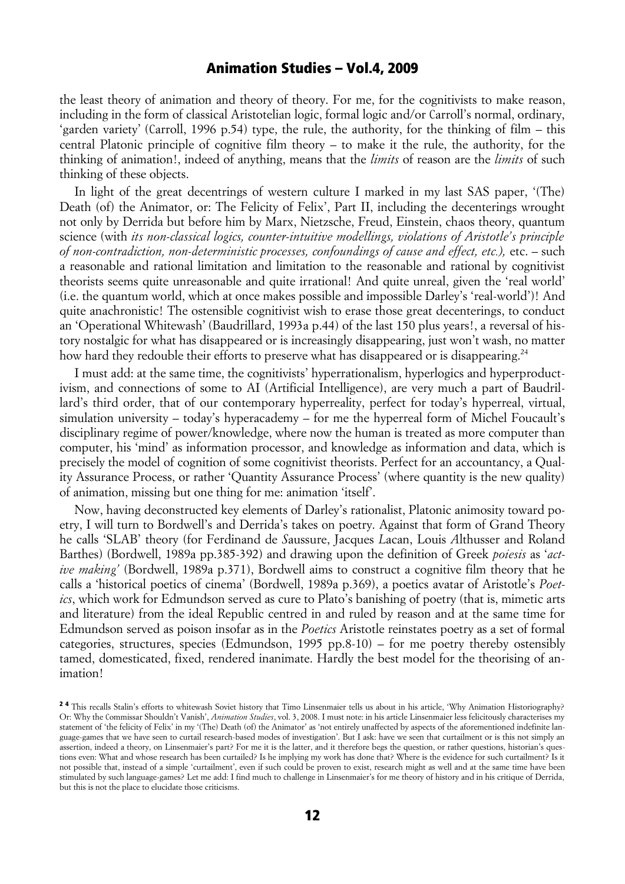the least theory of animation and theory of theory. For me, for the cognitivists to make reason, including in the form of classical Aristotelian logic, formal logic and/or Carroll's normal, ordinary, 'garden variety' (Carroll, 1996 p.54) type, the rule, the authority, for the thinking of film – this central Platonic principle of cognitive film theory – to make it the rule, the authority, for the thinking of animation!, indeed of anything, means that the *limits* of reason are the *limits* of such thinking of these objects.

In light of the great decentrings of western culture I marked in my last SAS paper, '(The) Death (of) the Animator, or: The Felicity of Felix', Part II, including the decenterings wrought not only by Derrida but before him by Marx, Nietzsche, Freud, Einstein, chaos theory, quantum science (with *its non-classical logics, counter-intuitive modellings, violations of Aristotle's principle of non-contradiction, non-deterministic processes, confoundings of cause and effect, etc.),* etc. – such a reasonable and rational limitation and limitation to the reasonable and rational by cognitivist theorists seems quite unreasonable and quite irrational! And quite unreal, given the 'real world' (i.e. the quantum world, which at once makes possible and impossible Darley's 'real-world')! And quite anachronistic! The ostensible cognitivist wish to erase those great decenterings, to conduct an 'Operational Whitewash' (Baudrillard, 1993a p.44) of the last 150 plus years!, a reversal of history nostalgic for what has disappeared or is increasingly disappearing, just won't wash, no matter how hard they redouble their efforts to preserve what has disappeared or is disappearing.[24]

I must add: at the same time, the cognitivists' hyperrationalism, hyperlogics and hyperproductivism, and connections of some to AI (Artificial Intelligence), are very much a part of Baudrillard's third order, that of our contemporary hyperreality, perfect for today's hyperreal, virtual, simulation university – today's hyperacademy – for me the hyperreal form of Michel Foucault's disciplinary regime of power/knowledge, where now the human is treated as more computer than computer, his 'mind' as information processor, and knowledge as information and data, which is precisely the model of cognition of some cognitivist theorists. Perfect for an accountancy, a Quality Assurance Process, or rather 'Quantity Assurance Process' (where quantity is the new quality) of animation, missing but one thing for me: animation 'itself'.

Now, having deconstructed key elements of Darley's rationalist, Platonic animosity toward poetry, I will turn to Bordwell's and Derrida's takes on poetry. Against that form of Grand Theory he calls 'SLAB' theory (for Ferdinand de *S*aussure, Jacques *L*acan, Louis *A*lthusser and Roland Barthes) (Bordwell, 1989a pp.385-392) and drawing upon the definition of Greek *poiesis* as '*active making*' (Bordwell, 1989a p.371), Bordwell aims to construct a cognitive film theory that he calls a 'historical poetics of cinema' (Bordwell, 1989a p.369), a poetics avatar of Aristotle's *Poetics*, which work for Edmundson served as cure to Plato's banishing of poetry (that is, mimetic arts and literature) from the ideal Republic centred in and ruled by reason and at the same time for Edmundson served as poison insofar as in the *Poetics* Aristotle reinstates poetry as a set of formal categories, structures, species (Edmundson, 1995 pp.8-10) – for me poetry thereby ostensibly tamed, domesticated, fixed, rendered inanimate. Hardly the best model for the theorising of animation!

[24] This recalls Stalin's efforts to whitewash Soviet history that Timo Linsenmaier tells us about in his article, 'Why Animation Historiography? Or: Why the Commissar Shouldn't Vanish', *Animation Studies*, vol. 3, 2008. I must note: in his article Linsenmaier less felicitously characterises my statement of 'the felicity of Felix' in my '(The) Death (of) the Animator' as 'not entirely unaffected by aspects of the aforementioned indefinite language-games that we have seen to curtail research-based modes of investigation'. But I ask: have we seen that curtailment or is this not simply an assertion, indeed a theory, on Linsenmaier's part? For me it is the latter, and it therefore begs the question, or rather questions, historian's questions even: What and whose research has been curtailed? Is he implying my work has done that? Where is the evidence for such curtailment? Is it not possible that, instead of a simple 'curtailment', even if such could be proven to exist, research might as well and at the same time have been stimulated by such language-games? Let me add: I find much to challenge in Linsenmaier's for me theory of history and in his critique of Derrida, but this is not the place to elucidate those criticisms.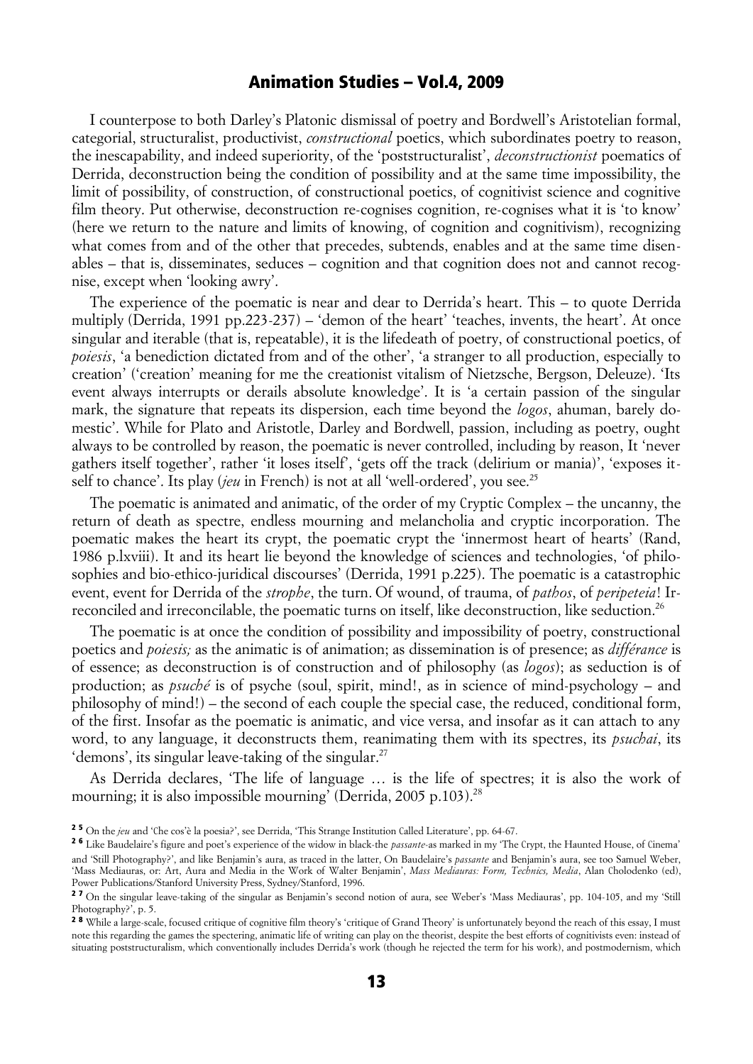I counterpose to both Darley's Platonic dismissal of poetry and Bordwell's Aristotelian formal, categorial, structuralist, productivist, *constructional* poetics, which subordinates poetry to reason, the inescapability, and indeed superiority, of the 'poststructuralist', *deconstructionist* poematics of Derrida, deconstruction being the condition of possibility and at the same time impossibility, the limit of possibility, of construction, of constructional poetics, of cognitivist science and cognitive film theory. Put otherwise, deconstruction re-cognises cognition, re-cognises what it is 'to know' (here we return to the nature and limits of knowing, of cognition and cognitivism), recognizing what comes from and of the other that precedes, subtends, enables and at the same time disenables – that is, disseminates, seduces – cognition and that cognition does not and cannot recognise, except when 'looking awry'.

The experience of the poematic is near and dear to Derrida's heart. This – to quote Derrida multiply (Derrida, 1991 pp.223-237) – 'demon of the heart' 'teaches, invents, the heart'. At once singular and iterable (that is, repeatable), it is the lifedeath of poetry, of constructional poetics, of *poiesis*, 'a benediction dictated from and of the other', 'a stranger to all production, especially to creation' ('creation' meaning for me the creationist vitalism of Nietzsche, Bergson, Deleuze). 'Its event always interrupts or derails absolute knowledge'. It is 'a certain passion of the singular mark, the signature that repeats its dispersion, each time beyond the *logos*, ahuman, barely domestic'. While for Plato and Aristotle, Darley and Bordwell, passion, including as poetry, ought always to be controlled by reason, the poematic is never controlled, including by reason, It 'never gathers itself together', rather 'it loses itself', 'gets off the track (delirium or mania)', 'exposes itself to chance'. Its play (*jeu* in French) is not at all 'well-ordered', you see.[25]

The poematic is animated and animatic, of the order of my Cryptic Complex – the uncanny, the return of death as spectre, endless mourning and melancholia and cryptic incorporation. The poematic makes the heart its crypt, the poematic crypt the 'innermost heart of hearts' (Rand, 1986 p.lxviii). It and its heart lie beyond the knowledge of sciences and technologies, 'of philosophies and bio-ethico-juridical discourses' (Derrida, 1991 p.225). The poematic is a catastrophic event, event for Derrida of the *strophe*, the turn. Of wound, of trauma, of *pathos*, of *peripeteia*! Irreconciled and irreconcilable, the poematic turns on itself, like deconstruction, like seduction.[26]

The poematic is at once the condition of possibility and impossibility of poetry, constructional poetics and *poiesis;* as the animatic is of animation; as dissemination is of presence; as *différance* is of essence; as deconstruction is of construction and of philosophy (as *logos*); as seduction is of production; as *psuché* is of psyche (soul, spirit, mind!, as in science of mind-psychology – and philosophy of mind!) – the second of each couple the special case, the reduced, conditional form, of the first. Insofar as the poematic is animatic, and vice versa, and insofar as it can attach to any word, to any language, it deconstructs them, reanimating them with its spectres, its *psuchai*, its 'demons', its singular leave-taking of the singular.[27]

As Derrida declares, 'The life of language … is the life of spectres; it is also the work of mourning; it is also impossible mourning' (Derrida, 2005 p.103).[28]

[25] On the *jeu* and 'Che cos'è la poesia?', see Derrida, 'This Strange Institution Called Literature', pp. 64-67.

[26] Like Baudelaire's figure and poet's experience of the widow in black-the *passante*-as marked in my 'The Crypt, the Haunted House, of Cinema' and 'Still Photography?', and like Benjamin's aura, as traced in the latter, On Baudelaire's *passante* and Benjamin's aura, see too Samuel Weber, 'Mass Mediauras, or: Art, Aura and Media in the Work of Walter Benjamin', *Mass Mediauras: Form, Technics, Media*, Alan Cholodenko (ed), Power Publications/Stanford University Press, Sydney/Stanford, 1996.

[27] On the singular leave-taking of the singular as Benjamin's second notion of aura, see Weber's 'Mass Mediauras', pp. 104-105, and my 'Still Photography?', p. 5.

[28] While a large-scale, focused critique of cognitive film theory's 'critique of Grand Theory' is unfortunately beyond the reach of this essay, I must note this regarding the games the spectering, animatic life of writing can play on the theorist, despite the best efforts of cognitivists even: instead of situating poststructuralism, which conventionally includes Derrida's work (though he rejected the term for his work), and postmodernism, which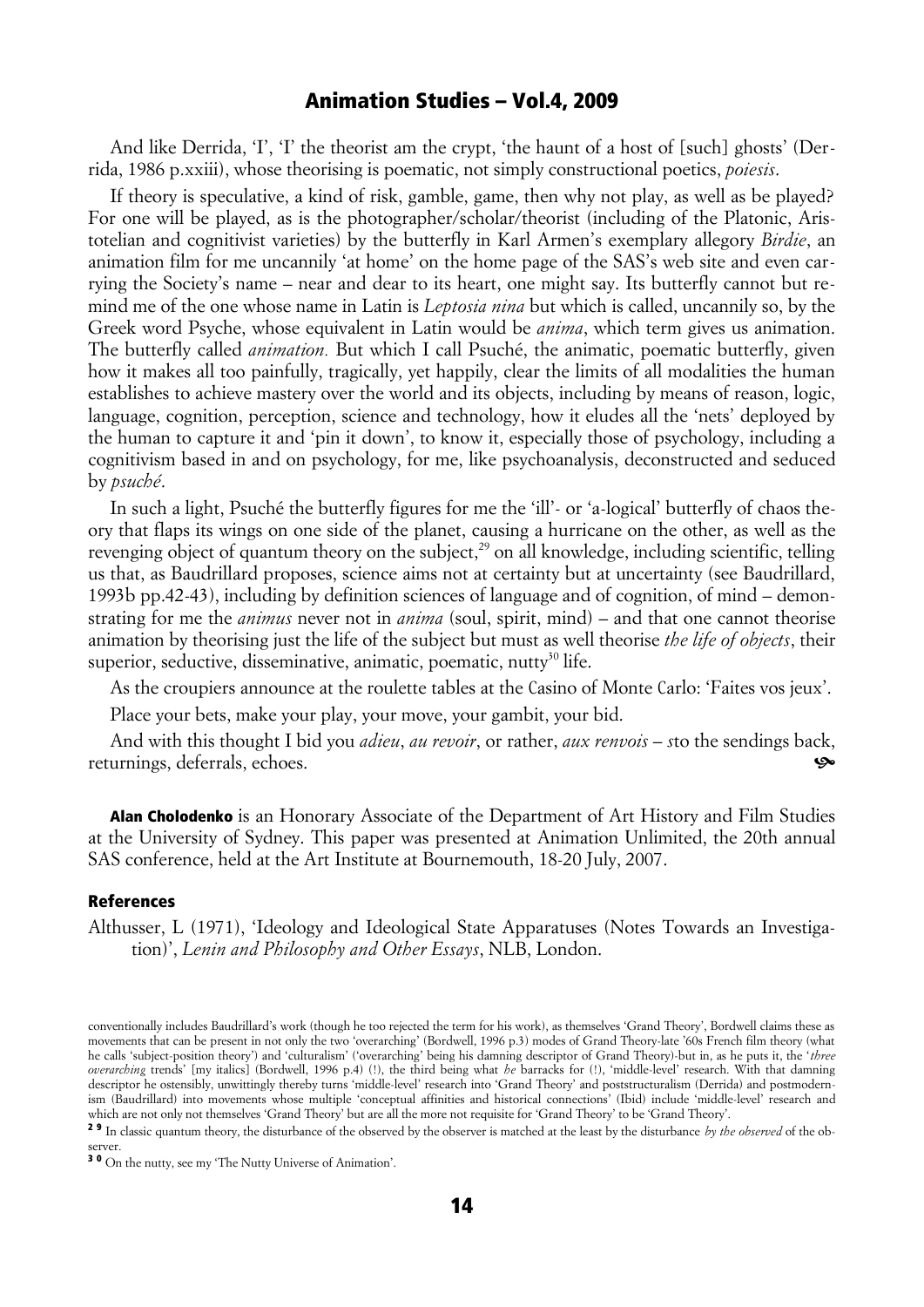And like Derrida, 'I', 'I' the theorist am the crypt, 'the haunt of a host of [such] ghosts' (Derrida, 1986 p.xxiii), whose theorising is poematic, not simply constructional poetics, *poiesis*.

If theory is speculative, a kind of risk, gamble, game, then why not play, as well as be played? For one will be played, as is the photographer/scholar/theorist (including of the Platonic, Aristotelian and cognitivist varieties) by the butterfly in Karl Armen's exemplary allegory *Birdie*, an animation film for me uncannily 'at home' on the home page of the SAS's web site and even carrying the Society's name – near and dear to its heart, one might say. Its butterfly cannot but remind me of the one whose name in Latin is *Leptosia nina* but which is called, uncannily so, by the Greek word Psyche, whose equivalent in Latin would be *anima*, which term gives us animation. The butterfly called *animation.* But which I call Psuché, the animatic, poematic butterfly, given how it makes all too painfully, tragically, yet happily, clear the limits of all modalities the human establishes to achieve mastery over the world and its objects, including by means of reason, logic, language, cognition, perception, science and technology, how it eludes all the 'nets' deployed by the human to capture it and 'pin it down', to know it, especially those of psychology, including a cognitivism based in and on psychology, for me, like psychoanalysis, deconstructed and seduced by *psuché*.

In such a light, Psuché the butterfly figures for me the 'ill'- or 'a-logical' butterfly of chaos theory that flaps its wings on one side of the planet, causing a hurricane on the other, as well as the revenging object of quantum theory on the subject,[29] on all knowledge, including scientific, telling us that, as Baudrillard proposes, science aims not at certainty but at uncertainty (see Baudrillard, 1993b pp.42-43), including by definition sciences of language and of cognition, of mind – demonstrating for me the *animus* never not in *anima* (soul, spirit, mind) – and that one cannot theorise animation by theorising just the life of the subject but must as well theorise *the life of objects*, their superior, seductive, disseminative, animatic, poematic, nutty[30] life.

As the croupiers announce at the roulette tables at the Casino of Monte Carlo: 'Faites vos jeux'.

Place your bets, make your play, your move, your gambit, your bid.

And with this thought I bid you *adieu*, *au revoir*, or rather, *aux renvois* – *s*to the sendings back, returnings, deferrals, echoes.

**Alan Cholodenko** is an Honorary Associate of the Department of Art History and Film Studies at the University of Sydney. This paper was presented at Animation Unlimited, the 20th annual SAS conference, held at the Art Institute at Bournemouth, 18-20 July, 2007.

## References

Althusser, L (1971), 'Ideology and Ideological State Apparatuses (Notes Towards an Investigation)', *Lenin and Philosophy and Other Essays*, NLB, London.

---

conventionally includes Baudrillard's work (though he too rejected the term for his work), as themselves 'Grand Theory', Bordwell claims these as movements that can be present in not only the two 'overarching' (Bordwell, 1996 p.3) modes of Grand Theory-late '60s French film theory (what he calls 'subject-position theory') and 'culturalism' ('overarching' being his damning descriptor of Grand Theory)-but in, as he puts it, the '*three overarching* trends' [my italics] (Bordwell, 1996 p.4) (!), the third being what *he* barracks for (!), 'middle-level' research. With that damning descriptor he ostensibly, unwittingly thereby turns 'middle-level' research into 'Grand Theory' and poststructuralism (Derrida) and postmodernism (Baudrillard) into movements whose multiple 'conceptual affinities and historical connections' (Ibid) include 'middle-level' research and which are not only not themselves 'Grand Theory' but are all the more not requisite for 'Grand Theory' to be 'Grand Theory'.

[29] In classic quantum theory, the disturbance of the observed by the observer is matched at the least by the disturbance *by the observed* of the observer.

[30] On the nutty, see my 'The Nutty Universe of Animation'.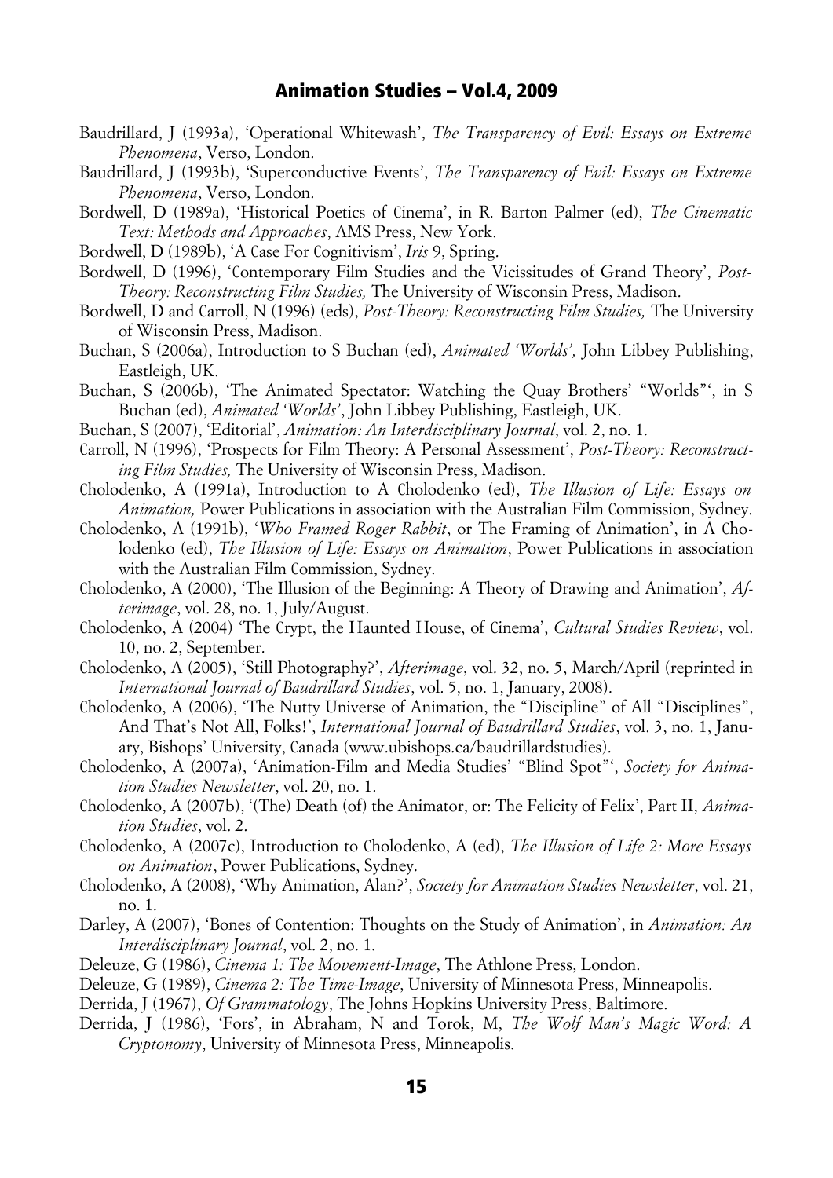Baudrillard, J (1993a), 'Operational Whitewash', *The Transparency of Evil: Essays on Extreme Phenomena*, Verso, London.

Baudrillard, J (1993b), 'Superconductive Events', *The Transparency of Evil: Essays on Extreme Phenomena*, Verso, London.

Bordwell, D (1989a), 'Historical Poetics of Cinema', in R. Barton Palmer (ed), *The Cinematic Text: Methods and Approaches*, AMS Press, New York.

Bordwell, D (1989b), 'A Case For Cognitivism', *Iris* 9, Spring.

Bordwell, D (1996), 'Contemporary Film Studies and the Vicissitudes of Grand Theory', *Post-Theory: Reconstructing Film Studies,* The University of Wisconsin Press, Madison.

Bordwell, D and Carroll, N (1996) (eds), *Post-Theory: Reconstructing Film Studies,* The University of Wisconsin Press, Madison.

Buchan, S (2006a), Introduction to S Buchan (ed), *Animated 'Worlds',* John Libbey Publishing, Eastleigh, UK.

Buchan, S (2006b), 'The Animated Spectator: Watching the Quay Brothers' "Worlds"', in S Buchan (ed), *Animated 'Worlds'*, John Libbey Publishing, Eastleigh, UK.

Buchan, S (2007), 'Editorial', *Animation: An Interdisciplinary Journal*, vol. 2, no. 1.

Carroll, N (1996), 'Prospects for Film Theory: A Personal Assessment', *Post-Theory: Reconstructing Film Studies,* The University of Wisconsin Press, Madison.

Cholodenko, A (1991a), Introduction to A Cholodenko (ed), *The Illusion of Life: Essays on Animation,* Power Publications in association with the Australian Film Commission, Sydney.

Cholodenko, A (1991b), '*Who Framed Roger Rabbit*, or The Framing of Animation', in A Cholodenko (ed), *The Illusion of Life: Essays on Animation*, Power Publications in association with the Australian Film Commission, Sydney.

Cholodenko, A (2000), 'The Illusion of the Beginning: A Theory of Drawing and Animation', *Afterimage*, vol. 28, no. 1, July/August.

Cholodenko, A (2004) 'The Crypt, the Haunted House, of Cinema', *Cultural Studies Review*, vol. 10, no. 2, September.

Cholodenko, A (2005), 'Still Photography?', *Afterimage*, vol. 32, no. 5, March/April (reprinted in *International Journal of Baudrillard Studies*, vol. 5, no. 1, January, 2008).

Cholodenko, A (2006), 'The Nutty Universe of Animation, the "Discipline" of All "Disciplines", And That's Not All, Folks!', *International Journal of Baudrillard Studies*, vol. 3, no. 1, January, Bishops' University, Canada (www.ubishops.ca/baudrillardstudies).

Cholodenko, A (2007a), 'Animation-Film and Media Studies' "Blind Spot"', *Society for Animation Studies Newsletter*, vol. 20, no. 1.

Cholodenko, A (2007b), '(The) Death (of) the Animator, or: The Felicity of Felix', Part II, *Animation Studies*, vol. 2.

Cholodenko, A (2007c), Introduction to Cholodenko, A (ed), *The Illusion of Life 2: More Essays on Animation*, Power Publications, Sydney.

Cholodenko, A (2008), 'Why Animation, Alan?', *Society for Animation Studies Newsletter*, vol. 21, no. 1.

Darley, A (2007), 'Bones of Contention: Thoughts on the Study of Animation', in *Animation: An Interdisciplinary Journal*, vol. 2, no. 1.

Deleuze, G (1986), *Cinema 1: The Movement-Image*, The Athlone Press, London.

Deleuze, G (1989), *Cinema 2: The Time-Image*, University of Minnesota Press, Minneapolis.

Derrida, J (1967), *Of Grammatology*, The Johns Hopkins University Press, Baltimore.

Derrida, J (1986), 'Fors', in Abraham, N and Torok, M, *The Wolf Man's Magic Word: A Cryptonomy*, University of Minnesota Press, Minneapolis.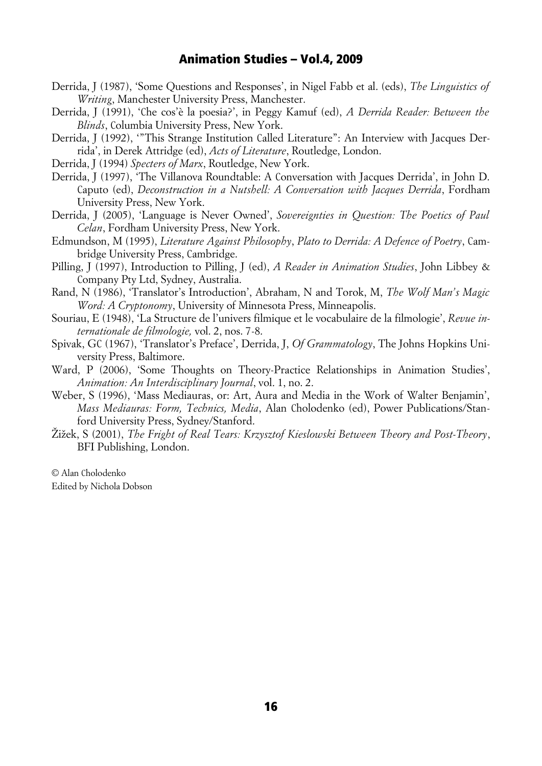Derrida, J (1987), 'Some Questions and Responses', in Nigel Fabb et al. (eds), *The Linguistics of Writing*, Manchester University Press, Manchester.

Derrida, J (1991), 'Che cos'è la poesia?', in Peggy Kamuf (ed), *A Derrida Reader: Between the Blinds*, Columbia University Press, New York.

Derrida, J (1992), '"This Strange Institution Called Literature": An Interview with Jacques Derrida', in Derek Attridge (ed), *Acts of Literature*, Routledge, London.

Derrida, J (1994) *Specters of Marx*, Routledge, New York.

Derrida, J (1997), 'The Villanova Roundtable: A Conversation with Jacques Derrida', in John D. Caputo (ed), *Deconstruction in a Nutshell: A Conversation with Jacques Derrida*, Fordham University Press, New York.

Derrida, J (2005), 'Language is Never Owned', *Sovereignties in Question: The Poetics of Paul Celan*, Fordham University Press, New York.

Edmundson, M (1995), *Literature Against Philosophy*, *Plato to Derrida: A Defence of Poetry*, Cambridge University Press, Cambridge.

Pilling, J (1997), Introduction to Pilling, J (ed), *A Reader in Animation Studies*, John Libbey & Company Pty Ltd, Sydney, Australia.

Rand, N (1986), 'Translator's Introduction', Abraham, N and Torok, M, *The Wolf Man's Magic Word: A Cryptonomy*, University of Minnesota Press, Minneapolis.

Souriau, E (1948), 'La Structure de l'univers filmique et le vocabulaire de la filmologie', *Revue internationale de filmologie,* vol. 2, nos. 7-8.

Spivak, GC (1967), 'Translator's Preface', Derrida, J, *Of Grammatology*, The Johns Hopkins University Press, Baltimore.

Ward, P (2006), 'Some Thoughts on Theory-Practice Relationships in Animation Studies', *Animation: An Interdisciplinary Journal*, vol. 1, no. 2.

Weber, S (1996), 'Mass Mediauras, or: Art, Aura and Media in the Work of Walter Benjamin', *Mass Mediauras: Form, Technics, Media*, Alan Cholodenko (ed), Power Publications/Stanford University Press, Sydney/Stanford.

Žižek, S (2001), *The Fright of Real Tears: Krzysztof Kieslowski Between Theory and Post-Theory*, BFI Publishing, London.

© Alan Cholodenko
Edited by Nichola Dobson